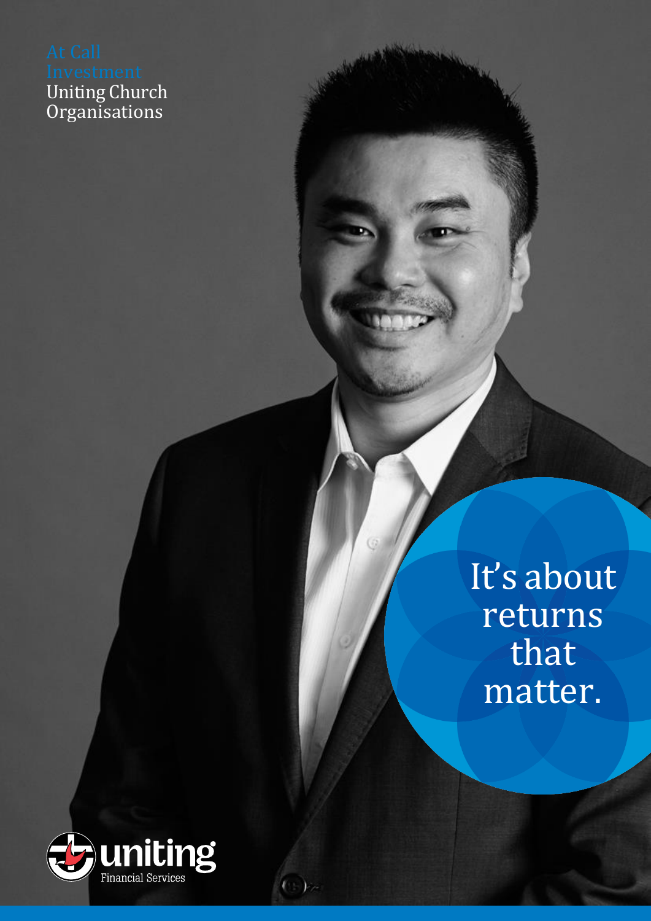# At Call Investment

## Uniting Church Organisations

It's about returns that matter.

uniting Financial Services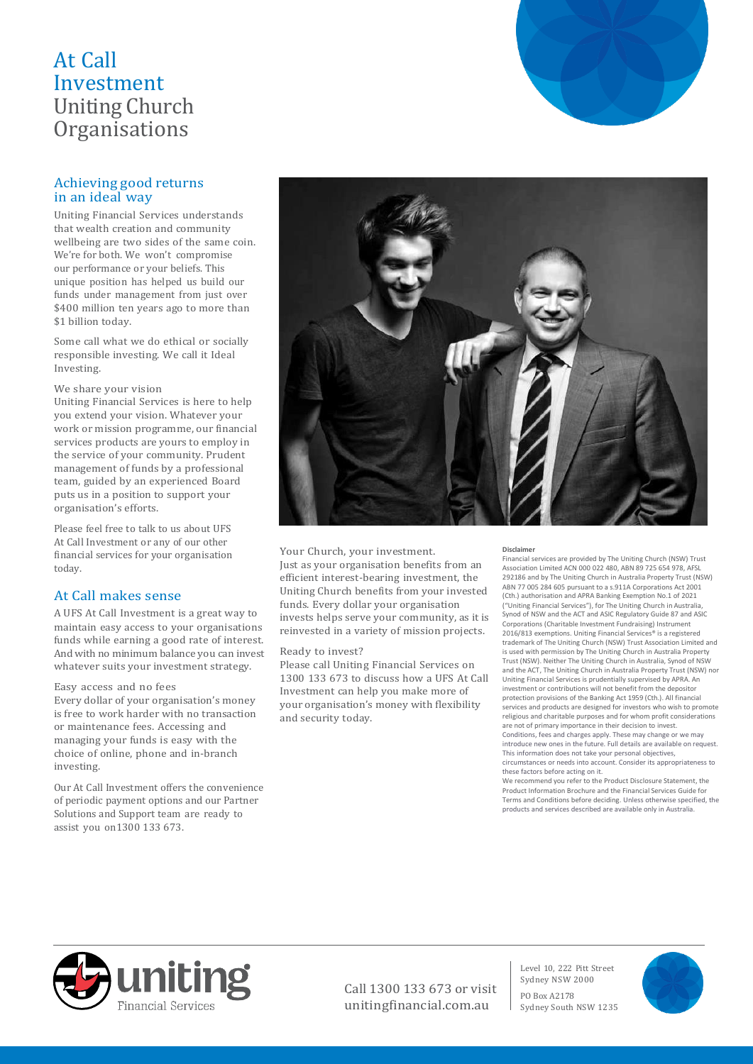# At Call Investment Uniting Church Organisations

## Achieving good returns in an ideal way

Uniting Financial Services understands that wealth creation and community wellbeing are two sides of the same coin. We're for both. We won't compromise our performance or your beliefs. This unique position has helped us build our funds under management from just over $400 million ten years ago to more than $1 billion today.

Some call what we do ethical or socially responsible investing. We call it Ideal Investing.

We share your vision

Uniting Financial Services is here to help you extend your vision. Whatever your work or mission programme, our financial services products are yours to employ in the service of your community. Prudent management of funds by a professional team, guided by an experienced Board puts us in a position to support your organisation's efforts.

Please feel free to talk to us about UFS At Call Investment or any of our other financial services for your organisation today.

## At Call makes sense

A UFS At Call Investment is a great way to maintain easy access to your organisations funds while earning a good rate of interest. And with no minimum balance you can invest whatever suits your investment strategy.

Easy access and no fees

Every dollar of your organisation's money is free to work harder with no transaction or maintenance fees. Accessing and managing your funds is easy with the choice of online, phone and in-branch investing.

Our At Call Investment offers the convenience of periodic payment options and our Partner Solutions and Support team are ready to assist you on1300 133 673.

Your Church, your investment.

Just as your organisation benefits from an efficient interest-bearing investment, the Uniting Church benefits from your invested funds. Every dollar your organisation invests helps serve your community, as it is reinvested in a variety of mission projects.

Ready to invest?

Please call Uniting Financial Services on 1300 133 673 to discuss how a UFS At Call Investment can help you make more of your organisation's money with flexibility and security today.

**Disclaimer**

Financial services are provided by The Uniting Church (NSW) Trust Association Limited ACN 000 022 480, ABN 89 725 654 978, AFSL 292186 and by The Uniting Church in Australia Property Trust (NSW) ABN 77 005 284 605 pursuant to a s.911A Corporations Act 2001 (Cth.) authorisation and APRA Banking Exemption No.1 of 2021 ("Uniting Financial Services"), for The Uniting Church in Australia, Synod of NSW and the ACT and ASIC Regulatory Guide 87 and ASIC Corporations (Charitable Investment Fundraising) Instrument 2016/813 exemptions. Uniting Financial Services® is a registered trademark of The Uniting Church (NSW) Trust Association Limited and is used with permission by The Uniting Church in Australia Property Trust (NSW). Neither The Uniting Church in Australia, Synod of NSW and the ACT, The Uniting Church in Australia Property Trust (NSW) nor Uniting Financial Services is prudentially supervised by APRA. An investment or contributions will not benefit from the depositor protection provisions of the Banking Act 1959 (Cth.). All financial services and products are designed for investors who wish to promote religious and charitable purposes and for whom profit considerations are not of primary importance in their decision to invest. Conditions, fees and charges apply. These may change or we may introduce new ones in the future. Full details are available on request. This information does not take your personal objectives, circumstances or needs into account. Consider its appropriateness to these factors before acting on it.

We recommend you refer to the Product Disclosure Statement, the Product Information Brochure and the Financial Services Guide for Terms and Conditions before deciding. Unless otherwise specified, the products and services described are available only in Australia.

uniting Financial Services

Call 1300 133 673 or visit unitingfinancial.com.au

Level 10, 222 Pitt Street
Sydney NSW 2000

PO Box A2178
Sydney South NSW 1235